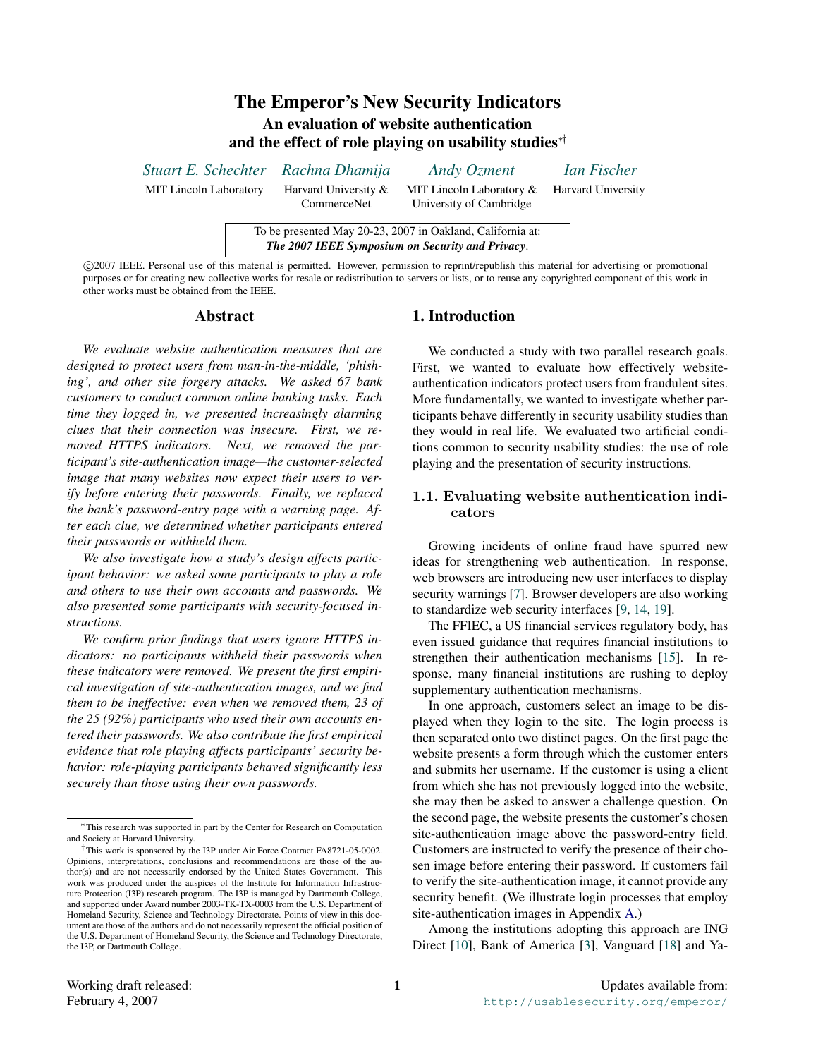# The Emperor's New Security Indicators

## An evaluation of website authentication and the effect of role playing on usability studies[*][†]

*Stuart E. Schechter* — MIT Lincoln Laboratory

*Rachna Dhamija* — Harvard University & CommerceNet

*Andy Ozment* — MIT Lincoln Laboratory & University of Cambridge

*Ian Fischer* — Harvard University

To be presented May 20-23, 2007 in Oakland, California at:
***The 2007 IEEE Symposium on Security and Privacy*.**

©2007 IEEE. Personal use of this material is permitted. However, permission to reprint/republish this material for advertising or promotional purposes or for creating new collective works for resale or redistribution to servers or lists, or to reuse any copyrighted component of this work in other works must be obtained from the IEEE.

## Abstract

*We evaluate website authentication measures that are designed to protect users from man-in-the-middle, 'phishing', and other site forgery attacks. We asked 67 bank customers to conduct common online banking tasks. Each time they logged in, we presented increasingly alarming clues that their connection was insecure. First, we removed HTTPS indicators. Next, we removed the participant's site-authentication image—the customer-selected image that many websites now expect their users to verify before entering their passwords. Finally, we replaced the bank's password-entry page with a warning page. After each clue, we determined whether participants entered their passwords or withheld them.*

*We also investigate how a study's design affects participant behavior: we asked some participants to play a role and others to use their own accounts and passwords. We also presented some participants with security-focused instructions.*

*We confirm prior findings that users ignore HTTPS indicators: no participants withheld their passwords when these indicators were removed. We present the first empirical investigation of site-authentication images, and we find them to be ineffective: even when we removed them, 23 of the 25 (92%) participants who used their own accounts entered their passwords. We also contribute the first empirical evidence that role playing affects participants' security behavior: role-playing participants behaved significantly less securely than those using their own passwords.*

## 1. Introduction

We conducted a study with two parallel research goals. First, we wanted to evaluate how effectively website-authentication indicators protect users from fraudulent sites. More fundamentally, we wanted to investigate whether participants behave differently in security usability studies than they would in real life. We evaluated two artificial conditions common to security usability studies: the use of role playing and the presentation of security instructions.

### 1.1. Evaluating website authentication indicators

Growing incidents of online fraud have spurred new ideas for strengthening web authentication. In response, web browsers are introducing new user interfaces to display security warnings [7]. Browser developers are also working to standardize web security interfaces [9, 14, 19].

The FFIEC, a US financial services regulatory body, has even issued guidance that requires financial institutions to strengthen their authentication mechanisms [15]. In response, many financial institutions are rushing to deploy supplementary authentication mechanisms.

In one approach, customers select an image to be displayed when they login to the site. The login process is then separated onto two distinct pages. On the first page the website presents a form through which the customer enters and submits her username. If the customer is using a client from which she has not previously logged into the website, she may then be asked to answer a challenge question. On the second page, the website presents the customer's chosen site-authentication image above the password-entry field. Customers are instructed to verify the presence of their chosen image before entering their password. If customers fail to verify the site-authentication image, it cannot provide any security benefit. (We illustrate login processes that employ site-authentication images in Appendix A.)

Among the institutions adopting this approach are ING Direct [10], Bank of America [3], Vanguard [18] and Ya-

---

[*] This research was supported in part by the Center for Research on Computation and Society at Harvard University.

[†] This work is sponsored by the I3P under Air Force Contract FA8721-05-0002. Opinions, interpretations, conclusions and recommendations are those of the author(s) and are not necessarily endorsed by the United States Government. This work was produced under the auspices of the Institute for Information Infrastructure Protection (I3P) research program. The I3P is managed by Dartmouth College, and supported under Award number 2003-TK-TX-0003 from the U.S. Department of Homeland Security, Science and Technology Directorate. Points of view in this document are those of the authors and do not necessarily represent the official position of the U.S. Department of Homeland Security, the Science and Technology Directorate, the I3P, or Dartmouth College.

Working draft released: February 4, 2007

Updates available from: http://usablesecurity.org/emperor/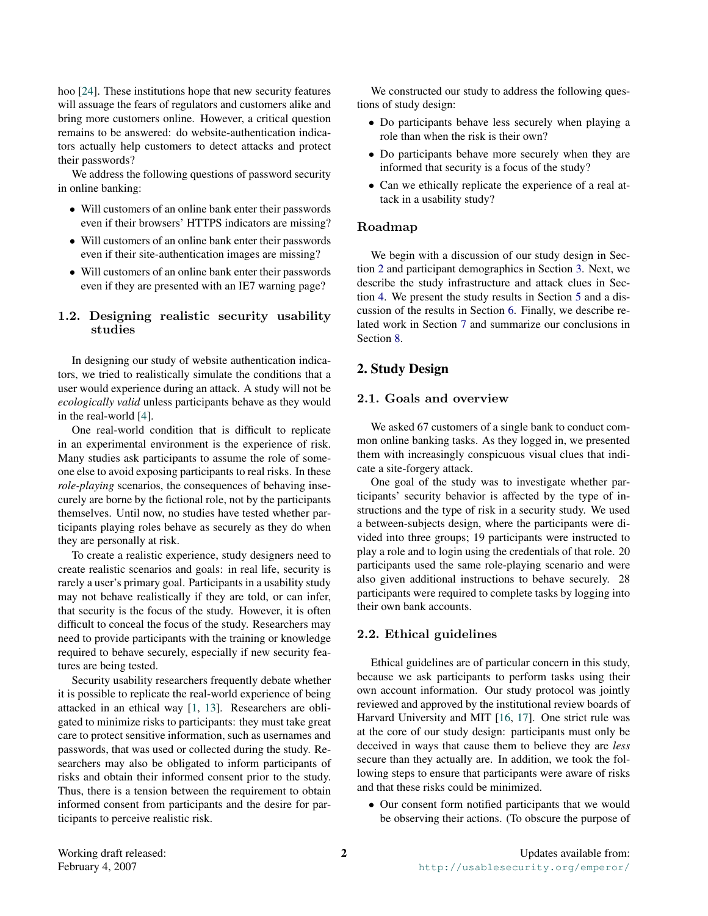hoo [24]. These institutions hope that new security features will assuage the fears of regulators and customers alike and bring more customers online. However, a critical question remains to be answered: do website-authentication indicators actually help customers to detect attacks and protect their passwords?

We address the following questions of password security in online banking:

- Will customers of an online bank enter their passwords even if their browsers' HTTPS indicators are missing?
- Will customers of an online bank enter their passwords even if their site-authentication images are missing?
- Will customers of an online bank enter their passwords even if they are presented with an IE7 warning page?

### 1.2. Designing realistic security usability studies

In designing our study of website authentication indicators, we tried to realistically simulate the conditions that a user would experience during an attack. A study will not be *ecologically valid* unless participants behave as they would in the real-world [4].

One real-world condition that is difficult to replicate in an experimental environment is the experience of risk. Many studies ask participants to assume the role of someone else to avoid exposing participants to real risks. In these *role-playing* scenarios, the consequences of behaving insecurely are borne by the fictional role, not by the participants themselves. Until now, no studies have tested whether participants playing roles behave as securely as they do when they are personally at risk.

To create a realistic experience, study designers need to create realistic scenarios and goals: in real life, security is rarely a user's primary goal. Participants in a usability study may not behave realistically if they are told, or can infer, that security is the focus of the study. However, it is often difficult to conceal the focus of the study. Researchers may need to provide participants with the training or knowledge required to behave securely, especially if new security features are being tested.

Security usability researchers frequently debate whether it is possible to replicate the real-world experience of being attacked in an ethical way [1, 13]. Researchers are obligated to minimize risks to participants: they must take great care to protect sensitive information, such as usernames and passwords, that was used or collected during the study. Researchers may also be obligated to inform participants of risks and obtain their informed consent prior to the study. Thus, there is a tension between the requirement to obtain informed consent from participants and the desire for participants to perceive realistic risk.

We constructed our study to address the following questions of study design:

- Do participants behave less securely when playing a role than when the risk is their own?
- Do participants behave more securely when they are informed that security is a focus of the study?
- Can we ethically replicate the experience of a real attack in a usability study?

### Roadmap

We begin with a discussion of our study design in Section 2 and participant demographics in Section 3. Next, we describe the study infrastructure and attack clues in Section 4. We present the study results in Section 5 and a discussion of the results in Section 6. Finally, we describe related work in Section 7 and summarize our conclusions in Section 8.

## 2. Study Design

### 2.1. Goals and overview

We asked 67 customers of a single bank to conduct common online banking tasks. As they logged in, we presented them with increasingly conspicuous visual clues that indicate a site-forgery attack.

One goal of the study was to investigate whether participants' security behavior is affected by the type of instructions and the type of risk in a security study. We used a between-subjects design, where the participants were divided into three groups; 19 participants were instructed to play a role and to login using the credentials of that role. 20 participants used the same role-playing scenario and were also given additional instructions to behave securely. 28 participants were required to complete tasks by logging into their own bank accounts.

### 2.2. Ethical guidelines

Ethical guidelines are of particular concern in this study, because we ask participants to perform tasks using their own account information. Our study protocol was jointly reviewed and approved by the institutional review boards of Harvard University and MIT [16, 17]. One strict rule was at the core of our study design: participants must only be deceived in ways that cause them to believe they are *less* secure than they actually are. In addition, we took the following steps to ensure that participants were aware of risks and that these risks could be minimized.

- Our consent form notified participants that we would be observing their actions. (To obscure the purpose of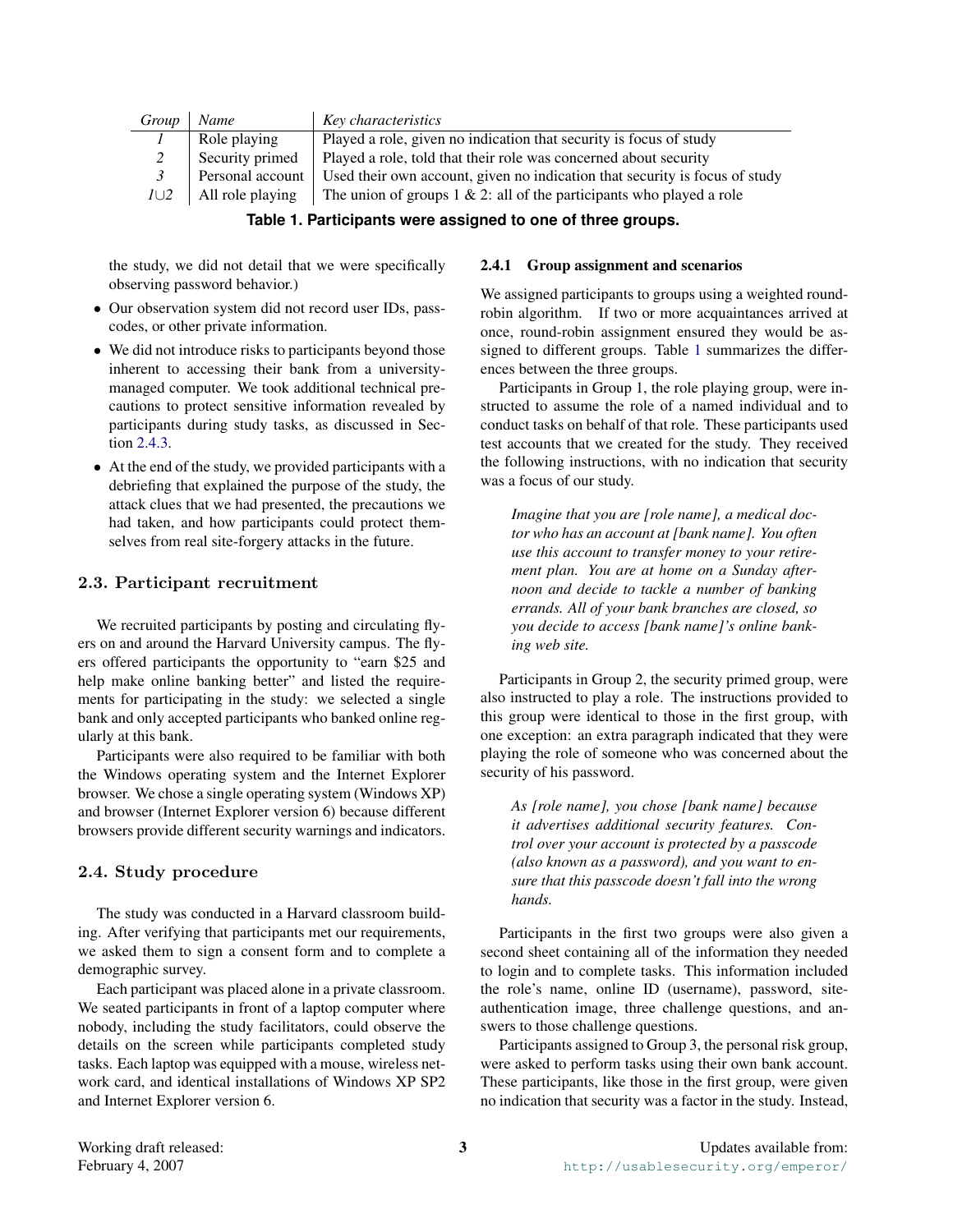| *Group* | *Name* | *Key characteristics* |
|---|---|---|
| *1* | Role playing | Played a role, given no indication that security is focus of study |
| *2* | Security primed | Played a role, told that their role was concerned about security |
| *3* | Personal account | Used their own account, given no indication that security is focus of study |
| *1∪2* | All role playing | The union of groups 1 & 2: all of the participants who played a role |

**Table 1. Participants were assigned to one of three groups.**

the study, we did not detail that we were specifically observing password behavior.)

- Our observation system did not record user IDs, passcodes, or other private information.
- We did not introduce risks to participants beyond those inherent to accessing their bank from a university-managed computer. We took additional technical precautions to protect sensitive information revealed by participants during study tasks, as discussed in Section 2.4.3.
- At the end of the study, we provided participants with a debriefing that explained the purpose of the study, the attack clues that we had presented, the precautions we had taken, and how participants could protect themselves from real site-forgery attacks in the future.

## 2.3. Participant recruitment

We recruited participants by posting and circulating flyers on and around the Harvard University campus. The flyers offered participants the opportunity to "earn $25 and help make online banking better" and listed the requirements for participating in the study: we selected a single bank and only accepted participants who banked online regularly at this bank.

Participants were also required to be familiar with both the Windows operating system and the Internet Explorer browser. We chose a single operating system (Windows XP) and browser (Internet Explorer version 6) because different browsers provide different security warnings and indicators.

## 2.4. Study procedure

The study was conducted in a Harvard classroom building. After verifying that participants met our requirements, we asked them to sign a consent form and to complete a demographic survey.

Each participant was placed alone in a private classroom. We seated participants in front of a laptop computer where nobody, including the study facilitators, could observe the details on the screen while participants completed study tasks. Each laptop was equipped with a mouse, wireless network card, and identical installations of Windows XP SP2 and Internet Explorer version 6.

### 2.4.1 Group assignment and scenarios

We assigned participants to groups using a weighted round-robin algorithm. If two or more acquaintances arrived at once, round-robin assignment ensured they would be assigned to different groups. Table 1 summarizes the differences between the three groups.

Participants in Group 1, the role playing group, were instructed to assume the role of a named individual and to conduct tasks on behalf of that role. These participants used test accounts that we created for the study. They received the following instructions, with no indication that security was a focus of our study.

> *Imagine that you are [role name], a medical doctor who has an account at [bank name]. You often use this account to transfer money to your retirement plan. You are at home on a Sunday afternoon and decide to tackle a number of banking errands. All of your bank branches are closed, so you decide to access [bank name]'s online banking web site.*

Participants in Group 2, the security primed group, were also instructed to play a role. The instructions provided to this group were identical to those in the first group, with one exception: an extra paragraph indicated that they were playing the role of someone who was concerned about the security of his password.

> *As [role name], you chose [bank name] because it advertises additional security features. Control over your account is protected by a passcode (also known as a password), and you want to ensure that this passcode doesn't fall into the wrong hands.*

Participants in the first two groups were also given a second sheet containing all of the information they needed to login and to complete tasks. This information included the role's name, online ID (username), password, site-authentication image, three challenge questions, and answers to those challenge questions.

Participants assigned to Group 3, the personal risk group, were asked to perform tasks using their own bank account. These participants, like those in the first group, were given no indication that security was a factor in the study. Instead,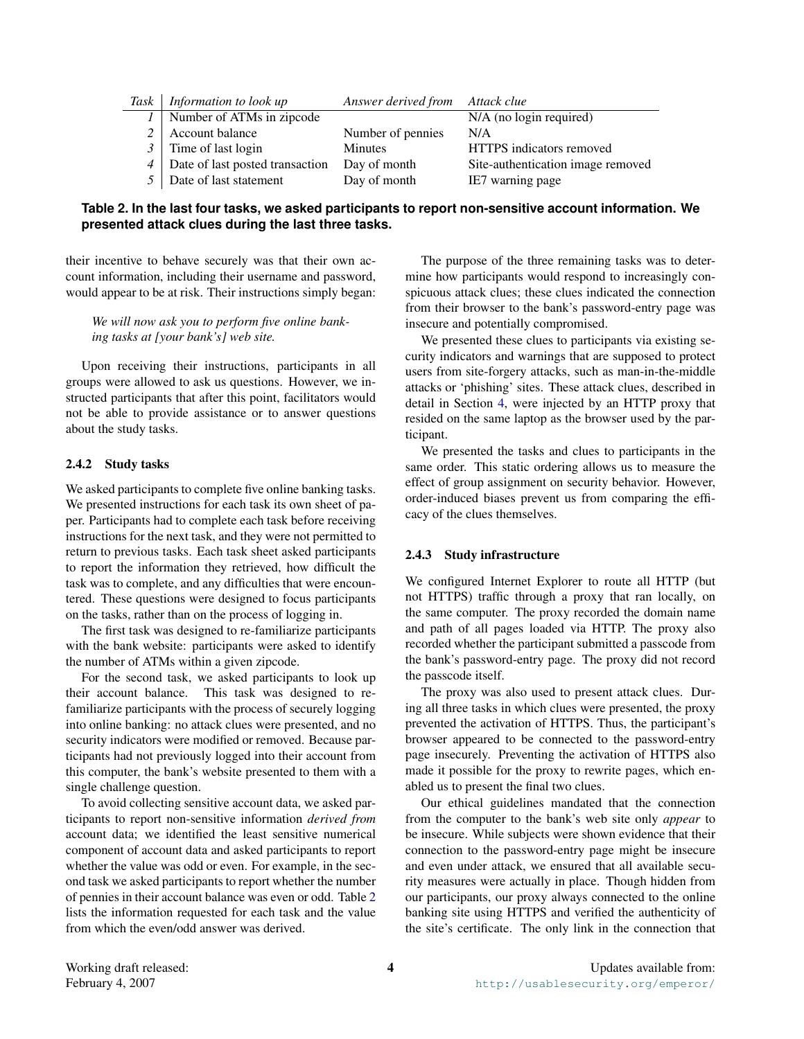| *Task* | *Information to look up* | *Answer derived from* | *Attack clue* |
|---|---|---|---|
| *1* | Number of ATMs in zipcode | | N/A (no login required) |
| *2* | Account balance | Number of pennies | N/A |
| *3* | Time of last login | Minutes | HTTPS indicators removed |
| *4* | Date of last posted transaction | Day of month | Site-authentication image removed |
| *5* | Date of last statement | Day of month | IE7 warning page |

**Table 2. In the last four tasks, we asked participants to report non-sensitive account information. We presented attack clues during the last three tasks.**

their incentive to behave securely was that their own account information, including their username and password, would appear to be at risk. Their instructions simply began:

> *We will now ask you to perform five online banking tasks at [your bank's] web site.*

Upon receiving their instructions, participants in all groups were allowed to ask us questions. However, we instructed participants that after this point, facilitators would not be able to provide assistance or to answer questions about the study tasks.

#### 2.4.2 Study tasks

We asked participants to complete five online banking tasks. We presented instructions for each task its own sheet of paper. Participants had to complete each task before receiving instructions for the next task, and they were not permitted to return to previous tasks. Each task sheet asked participants to report the information they retrieved, how difficult the task was to complete, and any difficulties that were encountered. These questions were designed to focus participants on the tasks, rather than on the process of logging in.

The first task was designed to re-familiarize participants with the bank website: participants were asked to identify the number of ATMs within a given zipcode.

For the second task, we asked participants to look up their account balance. This task was designed to re-familiarize participants with the process of securely logging into online banking: no attack clues were presented, and no security indicators were modified or removed. Because participants had not previously logged into their account from this computer, the bank's website presented to them with a single challenge question.

To avoid collecting sensitive account data, we asked participants to report non-sensitive information *derived from* account data; we identified the least sensitive numerical component of account data and asked participants to report whether the value was odd or even. For example, in the second task we asked participants to report whether the number of pennies in their account balance was even or odd. Table 2 lists the information requested for each task and the value from which the even/odd answer was derived.

The purpose of the three remaining tasks was to determine how participants would respond to increasingly conspicuous attack clues; these clues indicated the connection from their browser to the bank's password-entry page was insecure and potentially compromised.

We presented these clues to participants via existing security indicators and warnings that are supposed to protect users from site-forgery attacks, such as man-in-the-middle attacks or 'phishing' sites. These attack clues, described in detail in Section 4, were injected by an HTTP proxy that resided on the same laptop as the browser used by the participant.

We presented the tasks and clues to participants in the same order. This static ordering allows us to measure the effect of group assignment on security behavior. However, order-induced biases prevent us from comparing the efficacy of the clues themselves.

#### 2.4.3 Study infrastructure

We configured Internet Explorer to route all HTTP (but not HTTPS) traffic through a proxy that ran locally, on the same computer. The proxy recorded the domain name and path of all pages loaded via HTTP. The proxy also recorded whether the participant submitted a passcode from the bank's password-entry page. The proxy did not record the passcode itself.

The proxy was also used to present attack clues. During all three tasks in which clues were presented, the proxy prevented the activation of HTTPS. Thus, the participant's browser appeared to be connected to the password-entry page insecurely. Preventing the activation of HTTPS also made it possible for the proxy to rewrite pages, which enabled us to present the final two clues.

Our ethical guidelines mandated that the connection from the computer to the bank's web site only *appear* to be insecure. While subjects were shown evidence that their connection to the password-entry page might be insecure and even under attack, we ensured that all available security measures were actually in place. Though hidden from our participants, our proxy always connected to the online banking site using HTTPS and verified the authenticity of the site's certificate. The only link in the connection that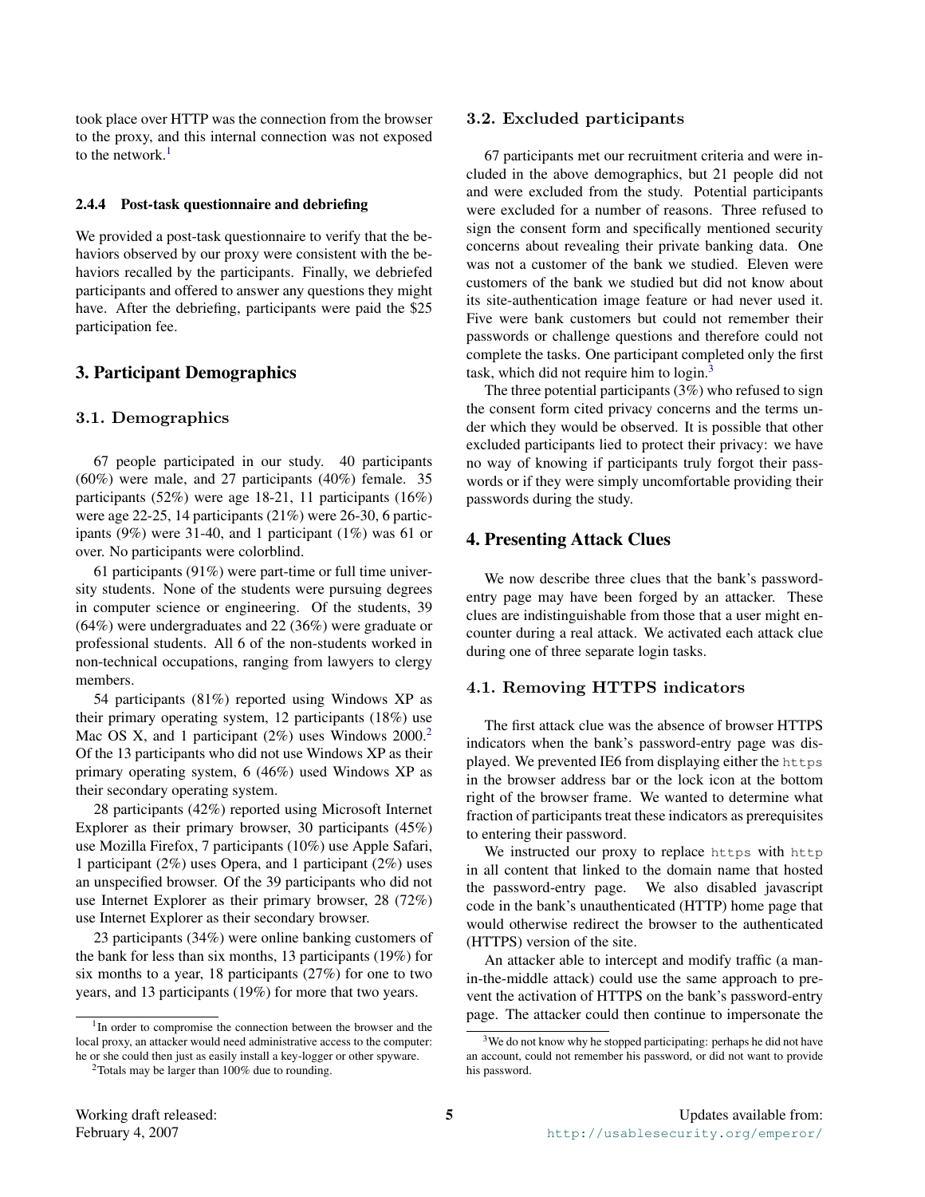took place over HTTP was the connection from the browser to the proxy, and this internal connection was not exposed to the network.[1]

#### 2.4.4 Post-task questionnaire and debriefing

We provided a post-task questionnaire to verify that the behaviors observed by our proxy were consistent with the behaviors recalled by the participants. Finally, we debriefed participants and offered to answer any questions they might have. After the debriefing, participants were paid the $25 participation fee.

## 3. Participant Demographics

### 3.1. Demographics

67 people participated in our study. 40 participants (60%) were male, and 27 participants (40%) female. 35 participants (52%) were age 18-21, 11 participants (16%) were age 22-25, 14 participants (21%) were 26-30, 6 participants (9%) were 31-40, and 1 participant (1%) was 61 or over. No participants were colorblind.

61 participants (91%) were part-time or full time university students. None of the students were pursuing degrees in computer science or engineering. Of the students, 39 (64%) were undergraduates and 22 (36%) were graduate or professional students. All 6 of the non-students worked in non-technical occupations, ranging from lawyers to clergy members.

54 participants (81%) reported using Windows XP as their primary operating system, 12 participants (18%) use Mac OS X, and 1 participant (2%) uses Windows 2000.[2] Of the 13 participants who did not use Windows XP as their primary operating system, 6 (46%) used Windows XP as their secondary operating system.

28 participants (42%) reported using Microsoft Internet Explorer as their primary browser, 30 participants (45%) use Mozilla Firefox, 7 participants (10%) use Apple Safari, 1 participant (2%) uses Opera, and 1 participant (2%) uses an unspecified browser. Of the 39 participants who did not use Internet Explorer as their primary browser, 28 (72%) use Internet Explorer as their secondary browser.

23 participants (34%) were online banking customers of the bank for less than six months, 13 participants (19%) for six months to a year, 18 participants (27%) for one to two years, and 13 participants (19%) for more that two years.

### 3.2. Excluded participants

67 participants met our recruitment criteria and were included in the above demographics, but 21 people did not and were excluded from the study. Potential participants were excluded for a number of reasons. Three refused to sign the consent form and specifically mentioned security concerns about revealing their private banking data. One was not a customer of the bank we studied. Eleven were customers of the bank we studied but did not know about its site-authentication image feature or had never used it. Five were bank customers but could not remember their passwords or challenge questions and therefore could not complete the tasks. One participant completed only the first task, which did not require him to login.[3]

The three potential participants (3%) who refused to sign the consent form cited privacy concerns and the terms under which they would be observed. It is possible that other excluded participants lied to protect their privacy: we have no way of knowing if participants truly forgot their passwords or if they were simply uncomfortable providing their passwords during the study.

## 4. Presenting Attack Clues

We now describe three clues that the bank's password-entry page may have been forged by an attacker. These clues are indistinguishable from those that a user might encounter during a real attack. We activated each attack clue during one of three separate login tasks.

### 4.1. Removing HTTPS indicators

The first attack clue was the absence of browser HTTPS indicators when the bank's password-entry page was displayed. We prevented IE6 from displaying either the `https` in the browser address bar or the lock icon at the bottom right of the browser frame. We wanted to determine what fraction of participants treat these indicators as prerequisites to entering their password.

We instructed our proxy to replace `https` with `http` in all content that linked to the domain name that hosted the password-entry page. We also disabled javascript code in the bank's unauthenticated (HTTP) home page that would otherwise redirect the browser to the authenticated (HTTPS) version of the site.

An attacker able to intercept and modify traffic (a man-in-the-middle attack) could use the same approach to prevent the activation of HTTPS on the bank's password-entry page. The attacker could then continue to impersonate the

---

[1] In order to compromise the connection between the browser and the local proxy, an attacker would need administrative access to the computer: he or she could then just as easily install a key-logger or other spyware.

[2] Totals may be larger than 100% due to rounding.

[3] We do not know why he stopped participating: perhaps he did not have an account, could not remember his password, or did not want to provide his password.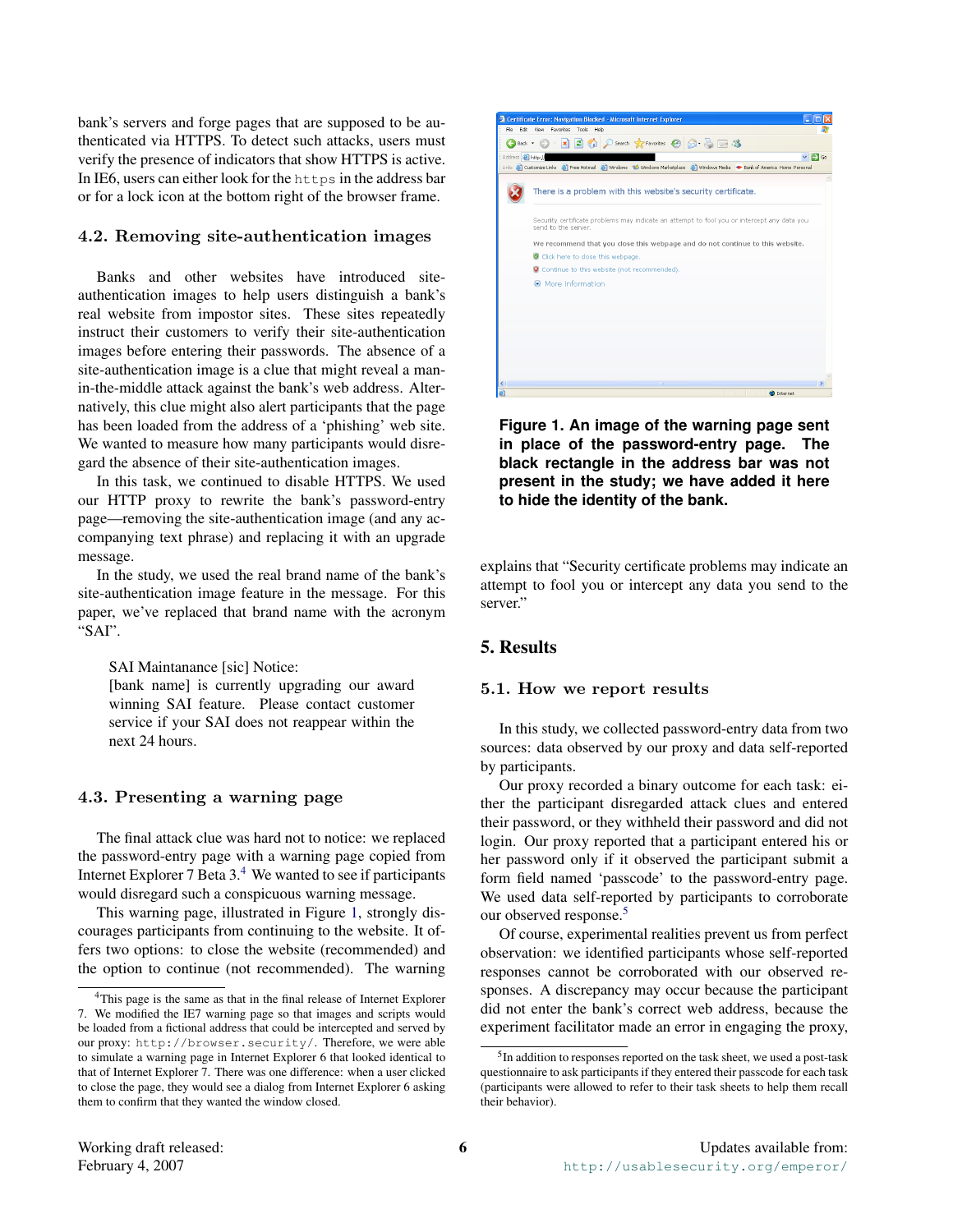bank's servers and forge pages that are supposed to be authenticated via HTTPS. To detect such attacks, users must verify the presence of indicators that show HTTPS is active. In IE6, users can either look for the `https` in the address bar or for a lock icon at the bottom right of the browser frame.

### 4.2. Removing site-authentication images

Banks and other websites have introduced site-authentication images to help users distinguish a bank's real website from impostor sites. These sites repeatedly instruct their customers to verify their site-authentication images before entering their passwords. The absence of a site-authentication image is a clue that might reveal a man-in-the-middle attack against the bank's web address. Alternatively, this clue might also alert participants that the page has been loaded from the address of a 'phishing' web site. We wanted to measure how many participants would disregard the absence of their site-authentication images.

In this task, we continued to disable HTTPS. We used our HTTP proxy to rewrite the bank's password-entry page—removing the site-authentication image (and any accompanying text phrase) and replacing it with an upgrade message.

In the study, we used the real brand name of the bank's site-authentication image feature in the message. For this paper, we've replaced that brand name with the acronym "SAI".

> SAI Maintanance [sic] Notice:
> [bank name] is currently upgrading our award winning SAI feature. Please contact customer service if your SAI does not reappear within the next 24 hours.

### 4.3. Presenting a warning page

The final attack clue was hard not to notice: we replaced the password-entry page with a warning page copied from Internet Explorer 7 Beta 3.[4] We wanted to see if participants would disregard such a conspicuous warning message.

This warning page, illustrated in Figure 1, strongly discourages participants from continuing to the website. It offers two options: to close the website (recommended) and the option to continue (not recommended). The warning explains that "Security certificate problems may indicate an attempt to fool you or intercept any data you send to the server."

**Figure 1. An image of the warning page sent in place of the password-entry page. The black rectangle in the address bar was not present in the study; we have added it here to hide the identity of the bank.**

## 5. Results

### 5.1. How we report results

In this study, we collected password-entry data from two sources: data observed by our proxy and data self-reported by participants.

Our proxy recorded a binary outcome for each task: either the participant disregarded attack clues and entered their password, or they withheld their password and did not login. Our proxy reported that a participant entered his or her password only if it observed the participant submit a form field named 'passcode' to the password-entry page. We used data self-reported by participants to corroborate our observed response.[5]

Of course, experimental realities prevent us from perfect observation: we identified participants whose self-reported responses cannot be corroborated with our observed responses. A discrepancy may occur because the participant did not enter the bank's correct web address, because the experiment facilitator made an error in engaging the proxy,

---

[4] This page is the same as that in the final release of Internet Explorer 7. We modified the IE7 warning page so that images and scripts would be loaded from a fictional address that could be intercepted and served by our proxy: `http://browser.security/`. Therefore, we were able to simulate a warning page in Internet Explorer 6 that looked identical to that of Internet Explorer 7. There was one difference: when a user clicked to close the page, they would see a dialog from Internet Explorer 6 asking them to confirm that they wanted the window closed.

[5] In addition to responses reported on the task sheet, we used a post-task questionnaire to ask participants if they entered their passcode for each task (participants were allowed to refer to their task sheets to help them recall their behavior).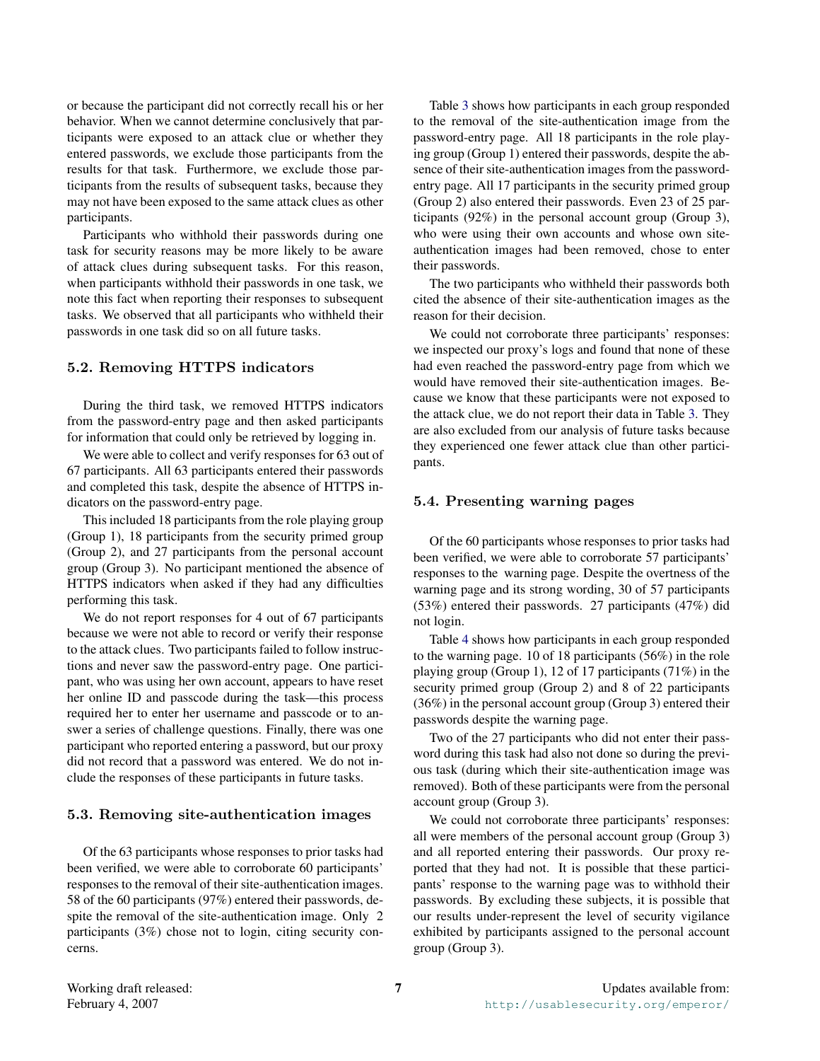or because the participant did not correctly recall his or her behavior. When we cannot determine conclusively that participants were exposed to an attack clue or whether they entered passwords, we exclude those participants from the results for that task. Furthermore, we exclude those participants from the results of subsequent tasks, because they may not have been exposed to the same attack clues as other participants.

Participants who withhold their passwords during one task for security reasons may be more likely to be aware of attack clues during subsequent tasks. For this reason, when participants withhold their passwords in one task, we note this fact when reporting their responses to subsequent tasks. We observed that all participants who withheld their passwords in one task did so on all future tasks.

### 5.2. Removing HTTPS indicators

During the third task, we removed HTTPS indicators from the password-entry page and then asked participants for information that could only be retrieved by logging in.

We were able to collect and verify responses for 63 out of 67 participants. All 63 participants entered their passwords and completed this task, despite the absence of HTTPS indicators on the password-entry page.

This included 18 participants from the role playing group (Group 1), 18 participants from the security primed group (Group 2), and 27 participants from the personal account group (Group 3). No participant mentioned the absence of HTTPS indicators when asked if they had any difficulties performing this task.

We do not report responses for 4 out of 67 participants because we were not able to record or verify their response to the attack clues. Two participants failed to follow instructions and never saw the password-entry page. One participant, who was using her own account, appears to have reset her online ID and passcode during the task—this process required her to enter her username and passcode or to answer a series of challenge questions. Finally, there was one participant who reported entering a password, but our proxy did not record that a password was entered. We do not include the responses of these participants in future tasks.

### 5.3. Removing site-authentication images

Of the 63 participants whose responses to prior tasks had been verified, we were able to corroborate 60 participants' responses to the removal of their site-authentication images. 58 of the 60 participants (97%) entered their passwords, despite the removal of the site-authentication image. Only 2 participants (3%) chose not to login, citing security concerns.

Table 3 shows how participants in each group responded to the removal of the site-authentication image from the password-entry page. All 18 participants in the role playing group (Group 1) entered their passwords, despite the absence of their site-authentication images from the password-entry page. All 17 participants in the security primed group (Group 2) also entered their passwords. Even 23 of 25 participants (92%) in the personal account group (Group 3), who were using their own accounts and whose own site-authentication images had been removed, chose to enter their passwords.

The two participants who withheld their passwords both cited the absence of their site-authentication images as the reason for their decision.

We could not corroborate three participants' responses: we inspected our proxy's logs and found that none of these had even reached the password-entry page from which we would have removed their site-authentication images. Because we know that these participants were not exposed to the attack clue, we do not report their data in Table 3. They are also excluded from our analysis of future tasks because they experienced one fewer attack clue than other participants.

### 5.4. Presenting warning pages

Of the 60 participants whose responses to prior tasks had been verified, we were able to corroborate 57 participants' responses to the warning page. Despite the overtness of the warning page and its strong wording, 30 of 57 participants (53%) entered their passwords. 27 participants (47%) did not login.

Table 4 shows how participants in each group responded to the warning page. 10 of 18 participants (56%) in the role playing group (Group 1), 12 of 17 participants (71%) in the security primed group (Group 2) and 8 of 22 participants (36%) in the personal account group (Group 3) entered their passwords despite the warning page.

Two of the 27 participants who did not enter their password during this task had also not done so during the previous task (during which their site-authentication image was removed). Both of these participants were from the personal account group (Group 3).

We could not corroborate three participants' responses: all were members of the personal account group (Group 3) and all reported entering their passwords. Our proxy reported that they had not. It is possible that these participants' response to the warning page was to withhold their passwords. By excluding these subjects, it is possible that our results under-represent the level of security vigilance exhibited by participants assigned to the personal account group (Group 3).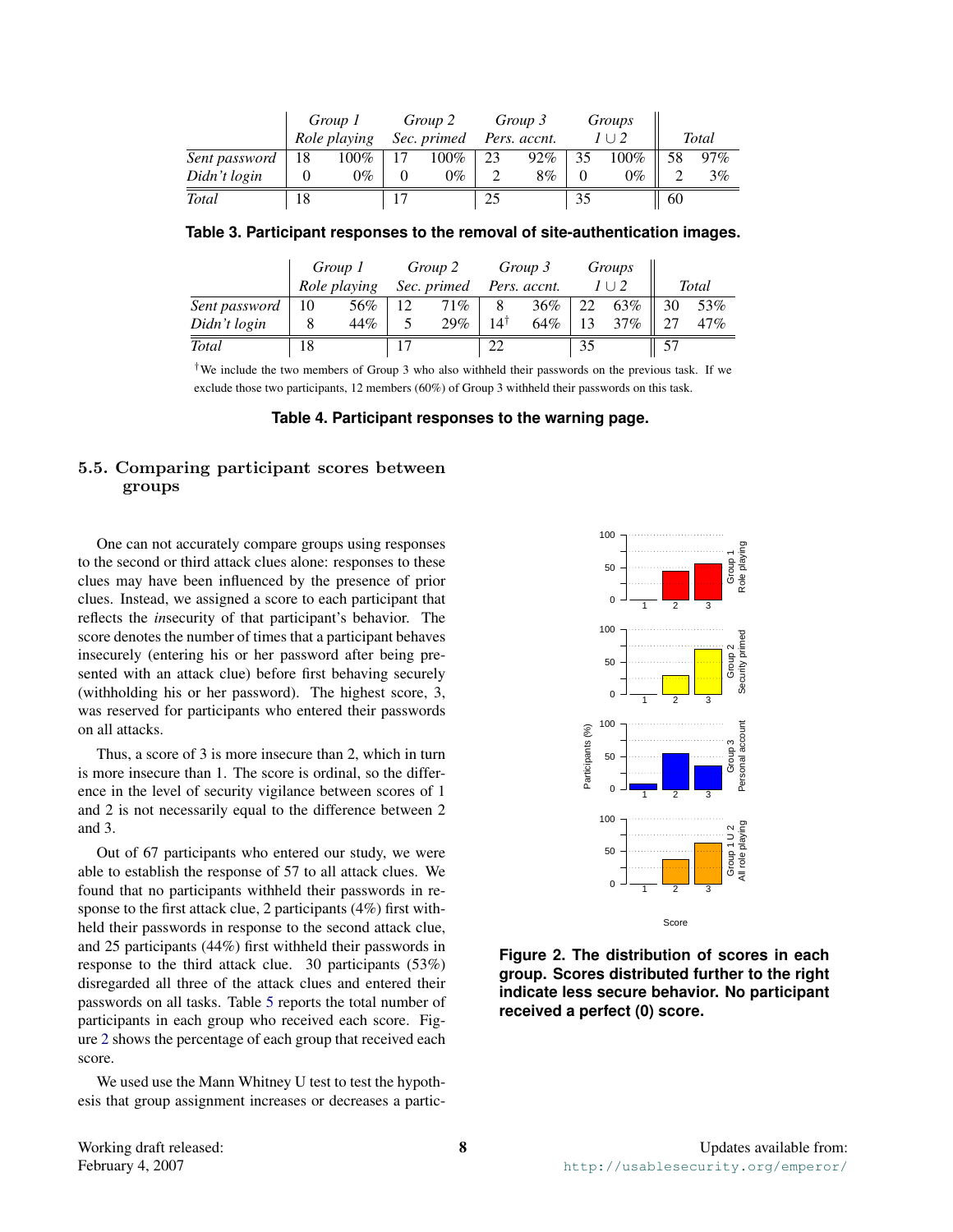| | Group 1 | | Group 2 | | Group 3 | | Groups | | Total | |
|---|---|---|---|---|---|---|---|---|---|---|
| | Role playing | | Sec. primed | | Pers. accnt. | | $1 \cup 2$ | | | |
| *Sent password* | 18 | 100% | 17 | 100% | 23 | 92% | 35 | 100% | 58 | 97% |
| *Didn't login* | 0 | 0% | 0 | 0% | 2 | 8% | 0 | 0% | 2 | 3% |
| *Total* | 18 | | 17 | | 25 | | 35 | | 60 | |

**Table 3. Participant responses to the removal of site-authentication images.**

| | Group 1 | | Group 2 | | Group 3 | | Groups | | Total | |
|---|---|---|---|---|---|---|---|---|---|---|
| | Role playing | | Sec. primed | | Pers. accnt. | | $1 \cup 2$ | | | |
| *Sent password* | 10 | 56% | 12 | 71% | 8 | 36% | 22 | 63% | 30 | 53% |
| *Didn't login* | 8 | 44% | 5 | 29% | 14† | 64% | 13 | 37% | 27 | 47% |
| *Total* | 18 | | 17 | | 22 | | 35 | | 57 | |

†We include the two members of Group 3 who also withheld their passwords on the previous task. If we exclude those two participants, 12 members (60%) of Group 3 withheld their passwords on this task.

**Table 4. Participant responses to the warning page.**

### 5.5. Comparing participant scores between groups

One can not accurately compare groups using responses to the second or third attack clues alone: responses to these clues may have been influenced by the presence of prior clues. Instead, we assigned a score to each participant that reflects the *in*security of that participant's behavior. The score denotes the number of times that a participant behaves insecurely (entering his or her password after being presented with an attack clue) before first behaving securely (withholding his or her password). The highest score, 3, was reserved for participants who entered their passwords on all attacks.

Thus, a score of 3 is more insecure than 2, which in turn is more insecure than 1. The score is ordinal, so the difference in the level of security vigilance between scores of 1 and 2 is not necessarily equal to the difference between 2 and 3.

Out of 67 participants who entered our study, we were able to establish the response of 57 to all attack clues. We found that no participants withheld their passwords in response to the first attack clue, 2 participants (4%) first withheld their passwords in response to the second attack clue, and 25 participants (44%) first withheld their passwords in response to the third attack clue. 30 participants (53%) disregarded all three of the attack clues and entered their passwords on all tasks. Table 5 reports the total number of participants in each group who received each score. Figure 2 shows the percentage of each group that received each score.

**Figure 2. The distribution of scores in each group. Scores distributed further to the right indicate less secure behavior. No participant received a perfect (0) score.**

We used use the Mann Whitney U test to test the hypothesis that group assignment increases or decreases a partic-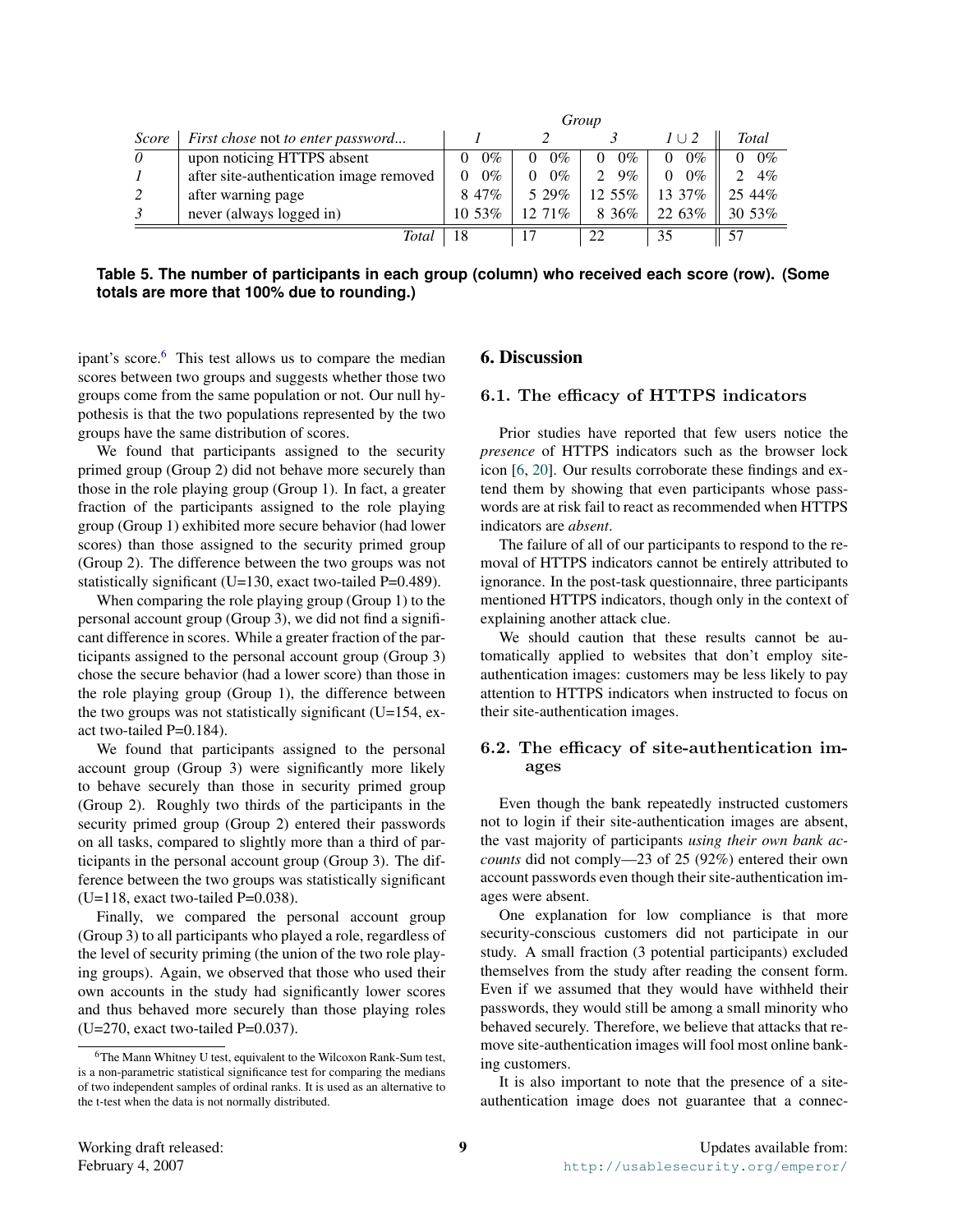| Score | First chose *not* to enter password... | Group 1 | Group 2 | Group 3 | Group $1 \cup 2$ | Total |
|---|---|---|---|---|---|---|
| *0* | upon noticing HTTPS absent | 0 0% | 0 0% | 0 0% | 0 0% | 0 0% |
| *1* | after site-authentication image removed | 0 0% | 0 0% | 2 9% | 0 0% | 2 4% |
| *2* | after warning page | 8 47% | 5 29% | 12 55% | 13 37% | 25 44% |
| *3* | never (always logged in) | 10 53% | 12 71% | 8 36% | 22 63% | 30 53% |
| | *Total* | 18 | 17 | 22 | 35 | 57 |

**Table 5. The number of participants in each group (column) who received each score (row). (Some totals are more that 100% due to rounding.)**

ipant's score.[6] This test allows us to compare the median scores between two groups and suggests whether those two groups come from the same population or not. Our null hypothesis is that the two populations represented by the two groups have the same distribution of scores.

We found that participants assigned to the security primed group (Group 2) did not behave more securely than those in the role playing group (Group 1). In fact, a greater fraction of the participants assigned to the role playing group (Group 1) exhibited more secure behavior (had lower scores) than those assigned to the security primed group (Group 2). The difference between the two groups was not statistically significant (U=130, exact two-tailed P=0.489).

When comparing the role playing group (Group 1) to the personal account group (Group 3), we did not find a significant difference in scores. While a greater fraction of the participants assigned to the personal account group (Group 3) chose the secure behavior (had a lower score) than those in the role playing group (Group 1), the difference between the two groups was not statistically significant (U=154, exact two-tailed P=0.184).

We found that participants assigned to the personal account group (Group 3) were significantly more likely to behave securely than those in security primed group (Group 2). Roughly two thirds of the participants in the security primed group (Group 2) entered their passwords on all tasks, compared to slightly more than a third of participants in the personal account group (Group 3). The difference between the two groups was statistically significant (U=118, exact two-tailed P=0.038).

Finally, we compared the personal account group (Group 3) to all participants who played a role, regardless of the level of security priming (the union of the two role playing groups). Again, we observed that those who used their own accounts in the study had significantly lower scores and thus behaved more securely than those playing roles (U=270, exact two-tailed P=0.037).

[6] The Mann Whitney U test, equivalent to the Wilcoxon Rank-Sum test, is a non-parametric statistical significance test for comparing the medians of two independent samples of ordinal ranks. It is used as an alternative to the t-test when the data is not normally distributed.

## 6. Discussion

### 6.1. The efficacy of HTTPS indicators

Prior studies have reported that few users notice the *presence* of HTTPS indicators such as the browser lock icon [6, 20]. Our results corroborate these findings and extend them by showing that even participants whose passwords are at risk fail to react as recommended when HTTPS indicators are *absent*.

The failure of all of our participants to respond to the removal of HTTPS indicators cannot be entirely attributed to ignorance. In the post-task questionnaire, three participants mentioned HTTPS indicators, though only in the context of explaining another attack clue.

We should caution that these results cannot be automatically applied to websites that don't employ site-authentication images: customers may be less likely to pay attention to HTTPS indicators when instructed to focus on their site-authentication images.

### 6.2. The efficacy of site-authentication images

Even though the bank repeatedly instructed customers not to login if their site-authentication images are absent, the vast majority of participants *using their own bank accounts* did not comply—23 of 25 (92%) entered their own account passwords even though their site-authentication images were absent.

One explanation for low compliance is that more security-conscious customers did not participate in our study. A small fraction (3 potential participants) excluded themselves from the study after reading the consent form. Even if we assumed that they would have withheld their passwords, they would still be among a small minority who behaved securely. Therefore, we believe that attacks that remove site-authentication images will fool most online banking customers.

It is also important to note that the presence of a site-authentication image does not guarantee that a connec-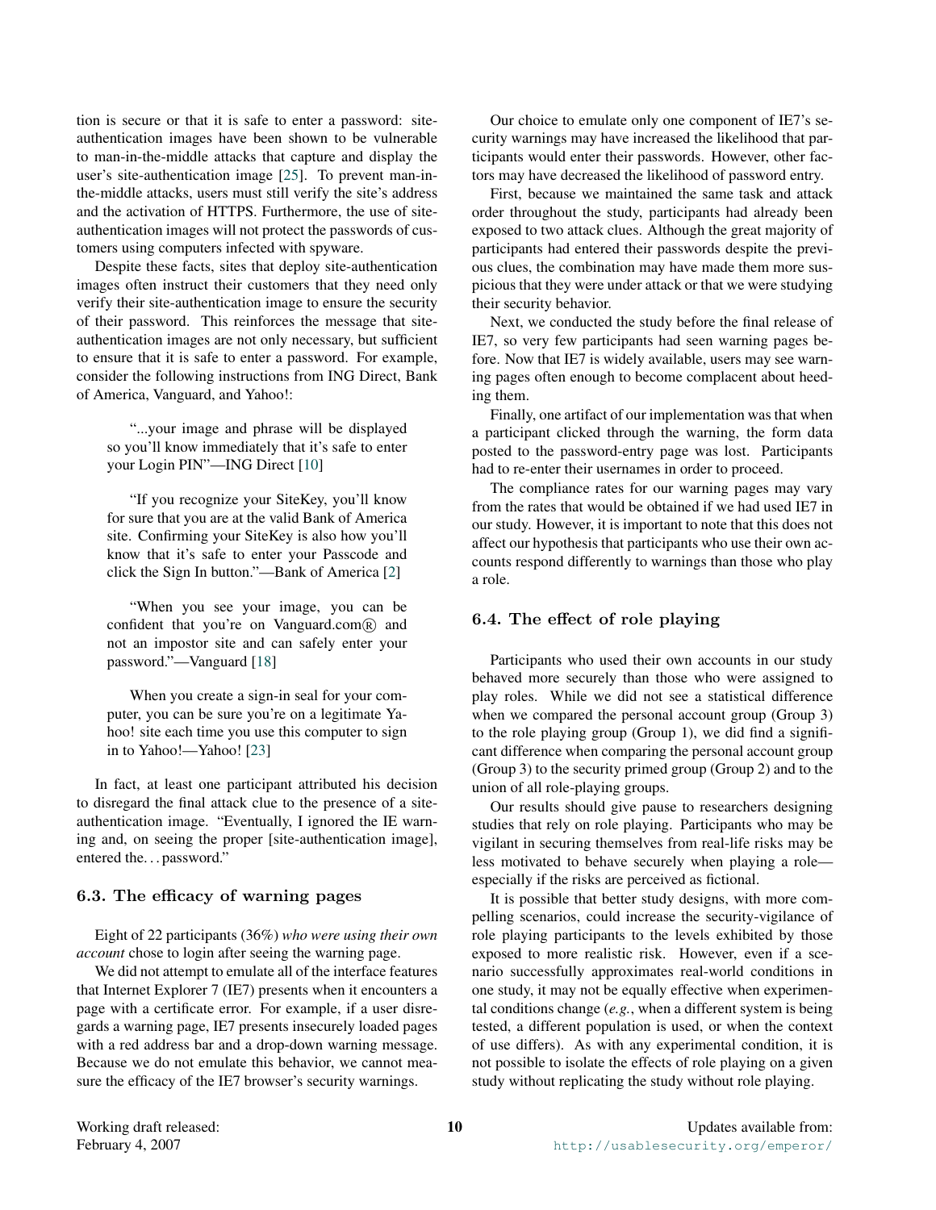tion is secure or that it is safe to enter a password: site-authentication images have been shown to be vulnerable to man-in-the-middle attacks that capture and display the user's site-authentication image [25]. To prevent man-in-the-middle attacks, users must still verify the site's address and the activation of HTTPS. Furthermore, the use of site-authentication images will not protect the passwords of customers using computers infected with spyware.

Despite these facts, sites that deploy site-authentication images often instruct their customers that they need only verify their site-authentication image to ensure the security of their password. This reinforces the message that site-authentication images are not only necessary, but sufficient to ensure that it is safe to enter a password. For example, consider the following instructions from ING Direct, Bank of America, Vanguard, and Yahoo!:

> "...your image and phrase will be displayed so you'll know immediately that it's safe to enter your Login PIN"—ING Direct [10]

> "If you recognize your SiteKey, you'll know for sure that you are at the valid Bank of America site. Confirming your SiteKey is also how you'll know that it's safe to enter your Passcode and click the Sign In button."—Bank of America [2]

> "When you see your image, you can be confident that you're on Vanguard.com® and not an impostor site and can safely enter your password."—Vanguard [18]

> When you create a sign-in seal for your computer, you can be sure you're on a legitimate Yahoo! site each time you use this computer to sign in to Yahoo!—Yahoo! [23]

In fact, at least one participant attributed his decision to disregard the final attack clue to the presence of a site-authentication image. "Eventually, I ignored the IE warning and, on seeing the proper [site-authentication image], entered the... password."

### 6.3. The efficacy of warning pages

Eight of 22 participants (36%) *who were using their own account* chose to login after seeing the warning page.

We did not attempt to emulate all of the interface features that Internet Explorer 7 (IE7) presents when it encounters a page with a certificate error. For example, if a user disregards a warning page, IE7 presents insecurely loaded pages with a red address bar and a drop-down warning message. Because we do not emulate this behavior, we cannot measure the efficacy of the IE7 browser's security warnings.

Our choice to emulate only one component of IE7's security warnings may have increased the likelihood that participants would enter their passwords. However, other factors may have decreased the likelihood of password entry.

First, because we maintained the same task and attack order throughout the study, participants had already been exposed to two attack clues. Although the great majority of participants had entered their passwords despite the previous clues, the combination may have made them more suspicious that they were under attack or that we were studying their security behavior.

Next, we conducted the study before the final release of IE7, so very few participants had seen warning pages before. Now that IE7 is widely available, users may see warning pages often enough to become complacent about heeding them.

Finally, one artifact of our implementation was that when a participant clicked through the warning, the form data posted to the password-entry page was lost. Participants had to re-enter their usernames in order to proceed.

The compliance rates for our warning pages may vary from the rates that would be obtained if we had used IE7 in our study. However, it is important to note that this does not affect our hypothesis that participants who use their own accounts respond differently to warnings than those who play a role.

### 6.4. The effect of role playing

Participants who used their own accounts in our study behaved more securely than those who were assigned to play roles. While we did not see a statistical difference when we compared the personal account group (Group 3) to the role playing group (Group 1), we did find a significant difference when comparing the personal account group (Group 3) to the security primed group (Group 2) and to the union of all role-playing groups.

Our results should give pause to researchers designing studies that rely on role playing. Participants who may be vigilant in securing themselves from real-life risks may be less motivated to behave securely when playing a role—especially if the risks are perceived as fictional.

It is possible that better study designs, with more compelling scenarios, could increase the security-vigilance of role playing participants to the levels exhibited by those exposed to more realistic risk. However, even if a scenario successfully approximates real-world conditions in one study, it may not be equally effective when experimental conditions change (*e.g.*, when a different system is being tested, a different population is used, or when the context of use differs). As with any experimental condition, it is not possible to isolate the effects of role playing on a given study without replicating the study without role playing.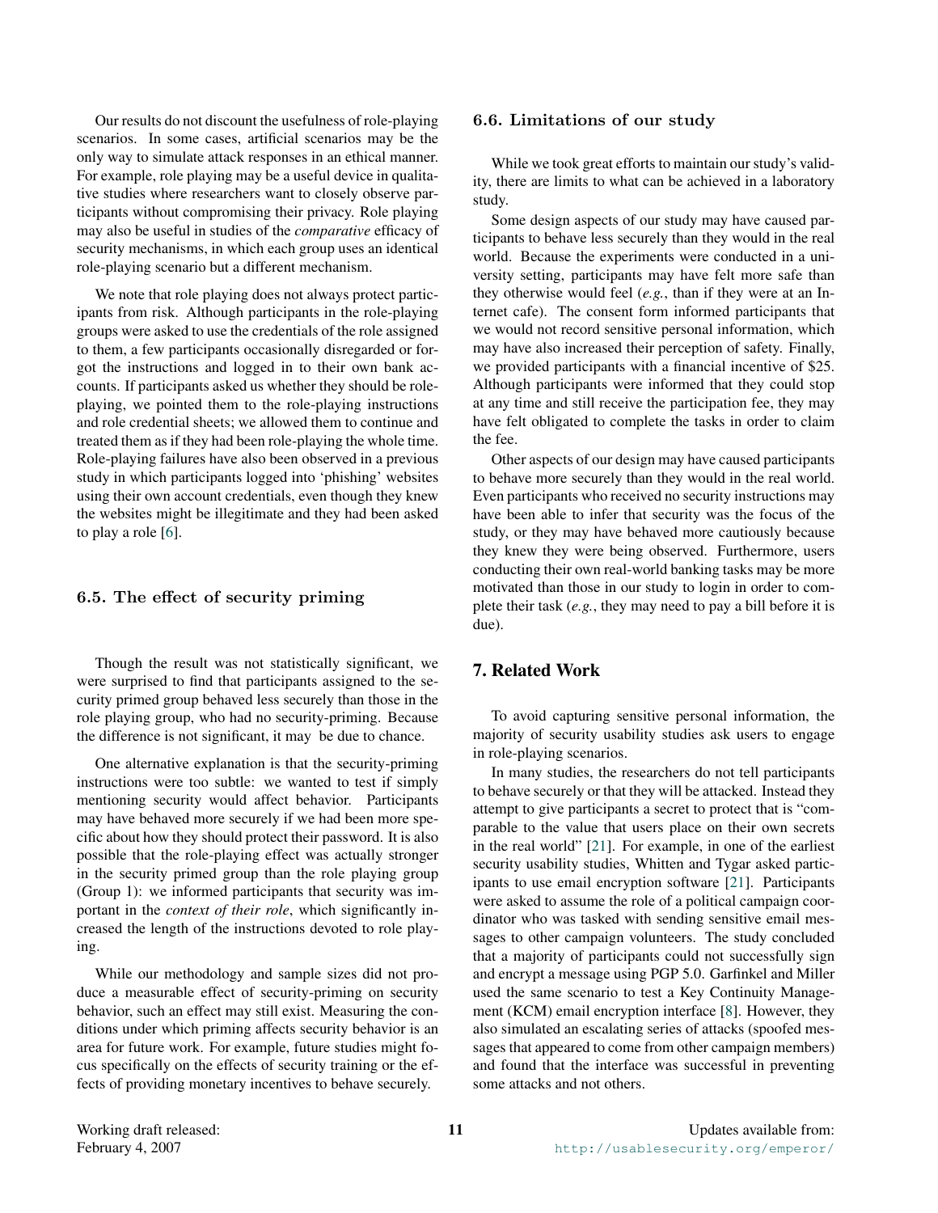Our results do not discount the usefulness of role-playing scenarios. In some cases, artificial scenarios may be the only way to simulate attack responses in an ethical manner. For example, role playing may be a useful device in qualitative studies where researchers want to closely observe participants without compromising their privacy. Role playing may also be useful in studies of the *comparative* efficacy of security mechanisms, in which each group uses an identical role-playing scenario but a different mechanism.

We note that role playing does not always protect participants from risk. Although participants in the role-playing groups were asked to use the credentials of the role assigned to them, a few participants occasionally disregarded or forgot the instructions and logged in to their own bank accounts. If participants asked us whether they should be role-playing, we pointed them to the role-playing instructions and role credential sheets; we allowed them to continue and treated them as if they had been role-playing the whole time. Role-playing failures have also been observed in a previous study in which participants logged into 'phishing' websites using their own account credentials, even though they knew the websites might be illegitimate and they had been asked to play a role [6].

### 6.5. The effect of security priming

Though the result was not statistically significant, we were surprised to find that participants assigned to the security primed group behaved less securely than those in the role playing group, who had no security-priming. Because the difference is not significant, it may be due to chance.

One alternative explanation is that the security-priming instructions were too subtle: we wanted to test if simply mentioning security would affect behavior. Participants may have behaved more securely if we had been more specific about how they should protect their password. It is also possible that the role-playing effect was actually stronger in the security primed group than the role playing group (Group 1): we informed participants that security was important in the *context of their role*, which significantly increased the length of the instructions devoted to role playing.

While our methodology and sample sizes did not produce a measurable effect of security-priming on security behavior, such an effect may still exist. Measuring the conditions under which priming affects security behavior is an area for future work. For example, future studies might focus specifically on the effects of security training or the effects of providing monetary incentives to behave securely.

### 6.6. Limitations of our study

While we took great efforts to maintain our study's validity, there are limits to what can be achieved in a laboratory study.

Some design aspects of our study may have caused participants to behave less securely than they would in the real world. Because the experiments were conducted in a university setting, participants may have felt more safe than they otherwise would feel (*e.g.*, than if they were at an Internet cafe). The consent form informed participants that we would not record sensitive personal information, which may have also increased their perception of safety. Finally, we provided participants with a financial incentive of $25. Although participants were informed that they could stop at any time and still receive the participation fee, they may have felt obligated to complete the tasks in order to claim the fee.

Other aspects of our design may have caused participants to behave more securely than they would in the real world. Even participants who received no security instructions may have been able to infer that security was the focus of the study, or they may have behaved more cautiously because they knew they were being observed. Furthermore, users conducting their own real-world banking tasks may be more motivated than those in our study to login in order to complete their task (*e.g.*, they may need to pay a bill before it is due).

## 7. Related Work

To avoid capturing sensitive personal information, the majority of security usability studies ask users to engage in role-playing scenarios.

In many studies, the researchers do not tell participants to behave securely or that they will be attacked. Instead they attempt to give participants a secret to protect that is "comparable to the value that users place on their own secrets in the real world" [21]. For example, in one of the earliest security usability studies, Whitten and Tygar asked participants to use email encryption software [21]. Participants were asked to assume the role of a political campaign coordinator who was tasked with sending sensitive email messages to other campaign volunteers. The study concluded that a majority of participants could not successfully sign and encrypt a message using PGP 5.0. Garfinkel and Miller used the same scenario to test a Key Continuity Management (KCM) email encryption interface [8]. However, they also simulated an escalating series of attacks (spoofed messages that appeared to come from other campaign members) and found that the interface was successful in preventing some attacks and not others.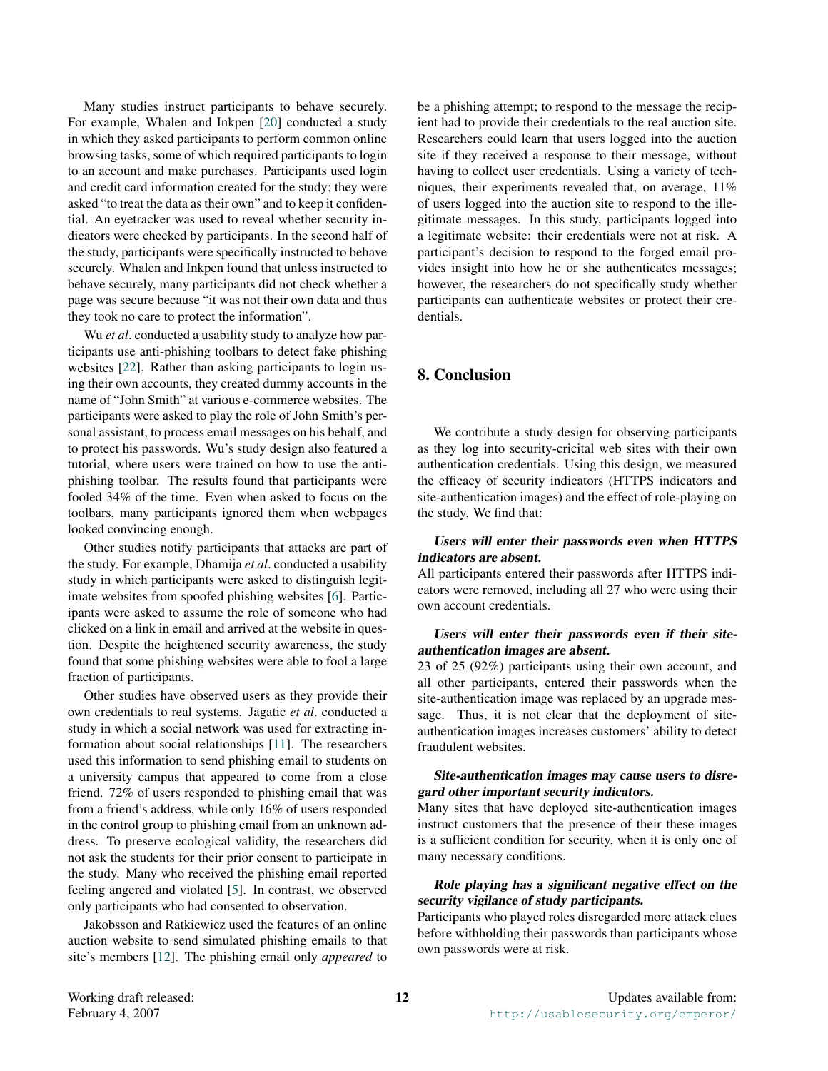Many studies instruct participants to behave securely. For example, Whalen and Inkpen [20] conducted a study in which they asked participants to perform common online browsing tasks, some of which required participants to login to an account and make purchases. Participants used login and credit card information created for the study; they were asked "to treat the data as their own" and to keep it confidential. An eyetracker was used to reveal whether security indicators were checked by participants. In the second half of the study, participants were specifically instructed to behave securely. Whalen and Inkpen found that unless instructed to behave securely, many participants did not check whether a page was secure because "it was not their own data and thus they took no care to protect the information".

Wu *et al*. conducted a usability study to analyze how participants use anti-phishing toolbars to detect fake phishing websites [22]. Rather than asking participants to login using their own accounts, they created dummy accounts in the name of "John Smith" at various e-commerce websites. The participants were asked to play the role of John Smith's personal assistant, to process email messages on his behalf, and to protect his passwords. Wu's study design also featured a tutorial, where users were trained on how to use the anti-phishing toolbar. The results found that participants were fooled 34% of the time. Even when asked to focus on the toolbars, many participants ignored them when webpages looked convincing enough.

Other studies notify participants that attacks are part of the study. For example, Dhamija *et al*. conducted a usability study in which participants were asked to distinguish legitimate websites from spoofed phishing websites [6]. Participants were asked to assume the role of someone who had clicked on a link in email and arrived at the website in question. Despite the heightened security awareness, the study found that some phishing websites were able to fool a large fraction of participants.

Other studies have observed users as they provide their own credentials to real systems. Jagatic *et al*. conducted a study in which a social network was used for extracting information about social relationships [11]. The researchers used this information to send phishing email to students on a university campus that appeared to come from a close friend. 72% of users responded to phishing email that was from a friend's address, while only 16% of users responded in the control group to phishing email from an unknown address. To preserve ecological validity, the researchers did not ask the students for their prior consent to participate in the study. Many who received the phishing email reported feeling angered and violated [5]. In contrast, we observed only participants who had consented to observation.

Jakobsson and Ratkiewicz used the features of an online auction website to send simulated phishing emails to that site's members [12]. The phishing email only *appeared* to be a phishing attempt; to respond to the message the recipient had to provide their credentials to the real auction site. Researchers could learn that users logged into the auction site if they received a response to their message, without having to collect user credentials. Using a variety of techniques, their experiments revealed that, on average, 11% of users logged into the auction site to respond to the illegitimate messages. In this study, participants logged into a legitimate website: their credentials were not at risk. A participant's decision to respond to the forged email provides insight into how he or she authenticates messages; however, the researchers do not specifically study whether participants can authenticate websites or protect their credentials.

## 8. Conclusion

We contribute a study design for observing participants as they log into security-cricital web sites with their own authentication credentials. Using this design, we measured the efficacy of security indicators (HTTPS indicators and site-authentication images) and the effect of role-playing on the study. We find that:

***Users will enter their passwords even when HTTPS indicators are absent.***
All participants entered their passwords after HTTPS indicators were removed, including all 27 who were using their own account credentials.

***Users will enter their passwords even if their site-authentication images are absent.***
23 of 25 (92%) participants using their own account, and all other participants, entered their passwords when the site-authentication image was replaced by an upgrade message. Thus, it is not clear that the deployment of site-authentication images increases customers' ability to detect fraudulent websites.

***Site-authentication images may cause users to disregard other important security indicators.***
Many sites that have deployed site-authentication images instruct customers that the presence of their these images is a sufficient condition for security, when it is only one of many necessary conditions.

***Role playing has a significant negative effect on the security vigilance of study participants.***
Participants who played roles disregarded more attack clues before withholding their passwords than participants whose own passwords were at risk.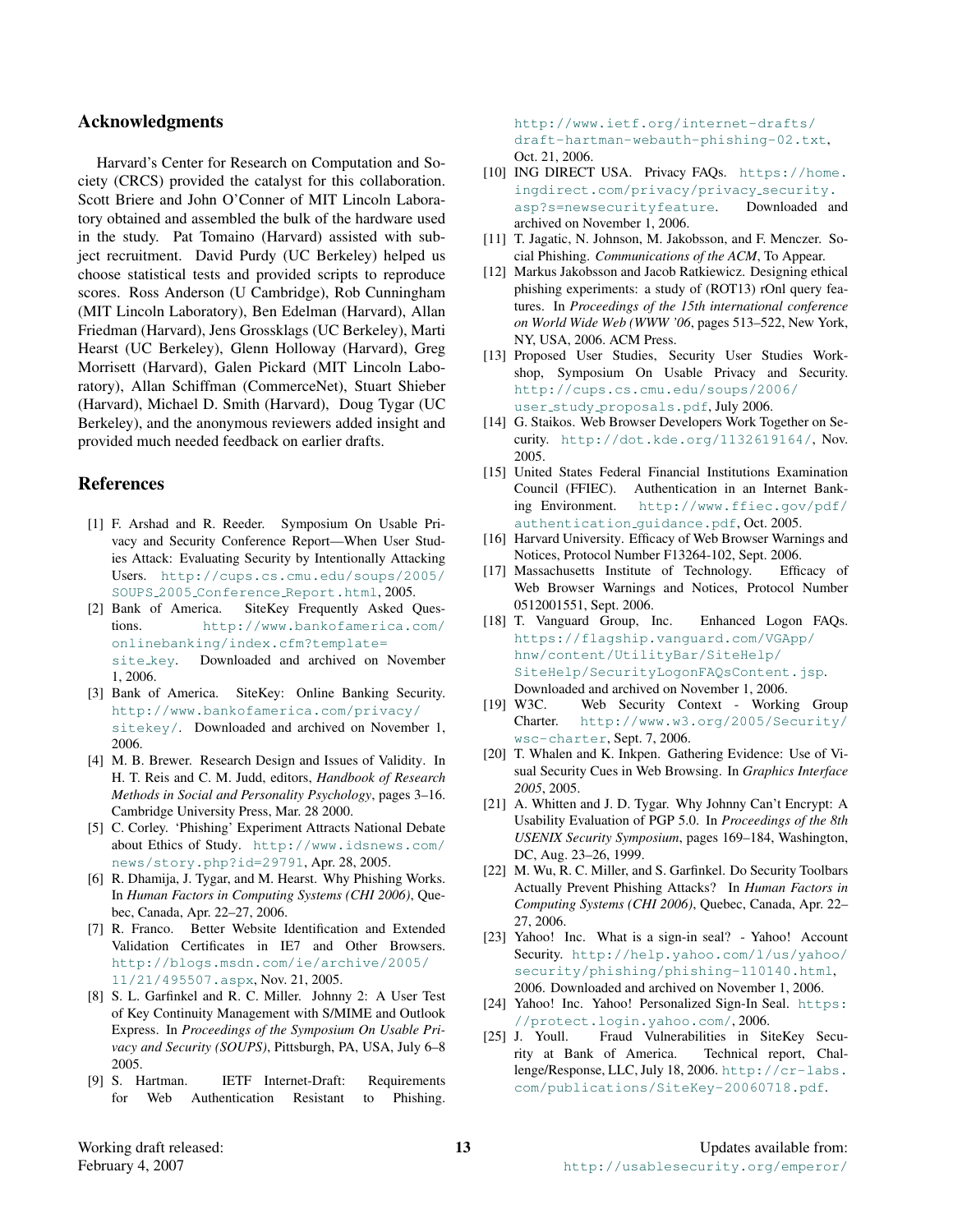## Acknowledgments

Harvard's Center for Research on Computation and Society (CRCS) provided the catalyst for this collaboration. Scott Briere and John O'Conner of MIT Lincoln Laboratory obtained and assembled the bulk of the hardware used in the study. Pat Tomaino (Harvard) assisted with subject recruitment. David Purdy (UC Berkeley) helped us choose statistical tests and provided scripts to reproduce scores. Ross Anderson (U Cambridge), Rob Cunningham (MIT Lincoln Laboratory), Ben Edelman (Harvard), Allan Friedman (Harvard), Jens Grossklags (UC Berkeley), Marti Hearst (UC Berkeley), Glenn Holloway (Harvard), Greg Morrisett (Harvard), Galen Pickard (MIT Lincoln Laboratory), Allan Schiffman (CommerceNet), Stuart Shieber (Harvard), Michael D. Smith (Harvard), Doug Tygar (UC Berkeley), and the anonymous reviewers added insight and provided much needed feedback on earlier drafts.

## References

[1] F. Arshad and R. Reeder. Symposium On Usable Privacy and Security Conference Report—When User Studies Attack: Evaluating Security by Intentionally Attacking Users. http://cups.cs.cmu.edu/soups/2005/SOUPS_2005_Conference_Report.html, 2005.

[2] Bank of America. SiteKey Frequently Asked Questions. http://www.bankofamerica.com/onlinebanking/index.cfm?template=site_key. Downloaded and archived on November 1, 2006.

[3] Bank of America. SiteKey: Online Banking Security. http://www.bankofamerica.com/privacy/sitekey/. Downloaded and archived on November 1, 2006.

[4] M. B. Brewer. Research Design and Issues of Validity. In H. T. Reis and C. M. Judd, editors, *Handbook of Research Methods in Social and Personality Psychology*, pages 3–16. Cambridge University Press, Mar. 28 2000.

[5] C. Corley. 'Phishing' Experiment Attracts National Debate about Ethics of Study. http://www.idsnews.com/news/story.php?id=29791, Apr. 28, 2005.

[6] R. Dhamija, J. Tygar, and M. Hearst. Why Phishing Works. In *Human Factors in Computing Systems (CHI 2006)*, Quebec, Canada, Apr. 22–27, 2006.

[7] R. Franco. Better Website Identification and Extended Validation Certificates in IE7 and Other Browsers. http://blogs.msdn.com/ie/archive/2005/11/21/495507.aspx, Nov. 21, 2005.

[8] S. L. Garfinkel and R. C. Miller. Johnny 2: A User Test of Key Continuity Management with S/MIME and Outlook Express. In *Proceedings of the Symposium On Usable Privacy and Security (SOUPS)*, Pittsburgh, PA, USA, July 6–8 2005.

[9] S. Hartman. IETF Internet-Draft: Requirements for Web Authentication Resistant to Phishing. http://www.ietf.org/internet-drafts/draft-hartman-webauth-phishing-02.txt, Oct. 21, 2006.

[10] ING DIRECT USA. Privacy FAQs. https://home.ingdirect.com/privacy/privacy_security.asp?s=newsecurityfeature. Downloaded and archived on November 1, 2006.

[11] T. Jagatic, N. Johnson, M. Jakobsson, and F. Menczer. Social Phishing. *Communications of the ACM*, To Appear.

[12] Markus Jakobsson and Jacob Ratkiewicz. Designing ethical phishing experiments: a study of (ROT13) rOnl query features. In *Proceedings of the 15th international conference on World Wide Web (WWW '06*, pages 513–522, New York, NY, USA, 2006. ACM Press.

[13] Proposed User Studies, Security User Studies Workshop, Symposium On Usable Privacy and Security. http://cups.cs.cmu.edu/soups/2006/user_study_proposals.pdf, July 2006.

[14] G. Staikos. Web Browser Developers Work Together on Security. http://dot.kde.org/1132619164/, Nov. 2005.

[15] United States Federal Financial Institutions Examination Council (FFIEC). Authentication in an Internet Banking Environment. http://www.ffiec.gov/pdf/authentication_guidance.pdf, Oct. 2005.

[16] Harvard University. Efficacy of Web Browser Warnings and Notices, Protocol Number F13264-102, Sept. 2006.

[17] Massachusetts Institute of Technology. Efficacy of Web Browser Warnings and Notices, Protocol Number 0512001551, Sept. 2006.

[18] T. Vanguard Group, Inc. Enhanced Logon FAQs. https://flagship.vanguard.com/VGApp/hnw/content/UtilityBar/SiteHelp/SiteHelp/SecurityLogonFAQsContent.jsp. Downloaded and archived on November 1, 2006.

[19] W3C. Web Security Context - Working Group Charter. http://www.w3.org/2005/Security/wsc-charter, Sept. 7, 2006.

[20] T. Whalen and K. Inkpen. Gathering Evidence: Use of Visual Security Cues in Web Browsing. In *Graphics Interface 2005*, 2005.

[21] A. Whitten and J. D. Tygar. Why Johnny Can't Encrypt: A Usability Evaluation of PGP 5.0. In *Proceedings of the 8th USENIX Security Symposium*, pages 169–184, Washington, DC, Aug. 23–26, 1999.

[22] M. Wu, R. C. Miller, and S. Garfinkel. Do Security Toolbars Actually Prevent Phishing Attacks? In *Human Factors in Computing Systems (CHI 2006)*, Quebec, Canada, Apr. 22–27, 2006.

[23] Yahoo! Inc. What is a sign-in seal? - Yahoo! Account Security. http://help.yahoo.com/l/us/yahoo/security/phishing/phishing-110140.html, 2006. Downloaded and archived on November 1, 2006.

[24] Yahoo! Inc. Yahoo! Personalized Sign-In Seal. https://protect.login.yahoo.com/, 2006.

[25] J. Youll. Fraud Vulnerabilities in SiteKey Security at Bank of America. Technical report, Challenge/Response, LLC, July 18, 2006. http://cr-labs.com/publications/SiteKey-20060718.pdf.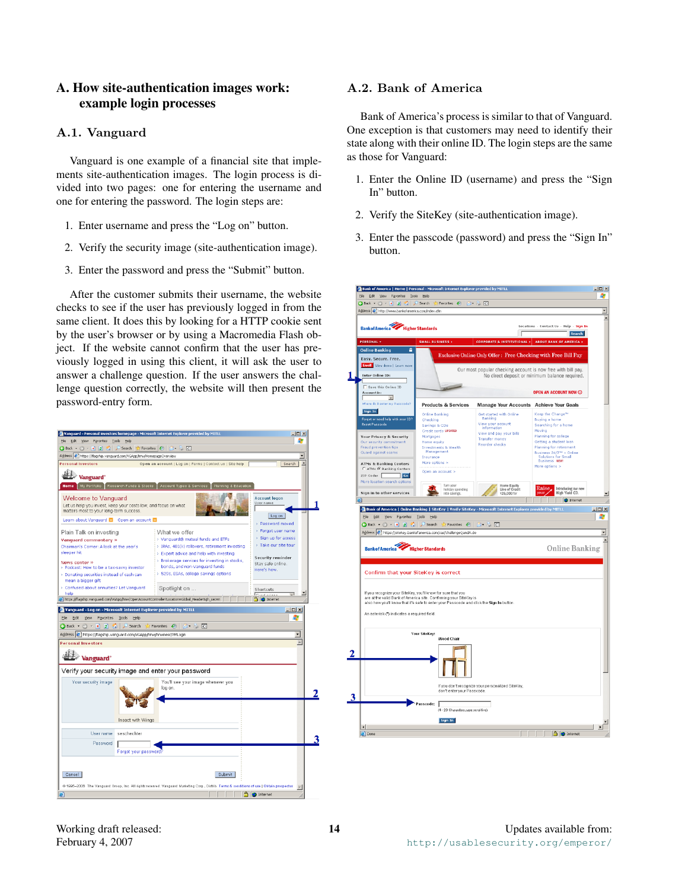# A. How site-authentication images work: example login processes

## A.1. Vanguard

Vanguard is one example of a financial site that implements site-authentication images. The login process is divided into two pages: one for entering the username and one for entering the password. The login steps are:

1. Enter username and press the "Log on" button.
2. Verify the security image (site-authentication image).
3. Enter the password and press the "Submit" button.

After the customer submits their username, the website checks to see if the user has previously logged in from the same client. It does this by looking for a HTTP cookie sent by the user's browser or by using a Macromedia Flash object. If the website cannot confirm that the user has previously logged in using this client, it will ask the user to answer a challenge question. If the user answers the challenge question correctly, the website will then present the password-entry form.

## A.2. Bank of America

Bank of America's process is similar to that of Vanguard. One exception is that customers may need to identify their state along with their online ID. The login steps are the same as those for Vanguard:

1. Enter the Online ID (username) and press the "Sign In" button.
2. Verify the SiteKey (site-authentication image).
3. Enter the passcode (password) and press the "Sign In" button.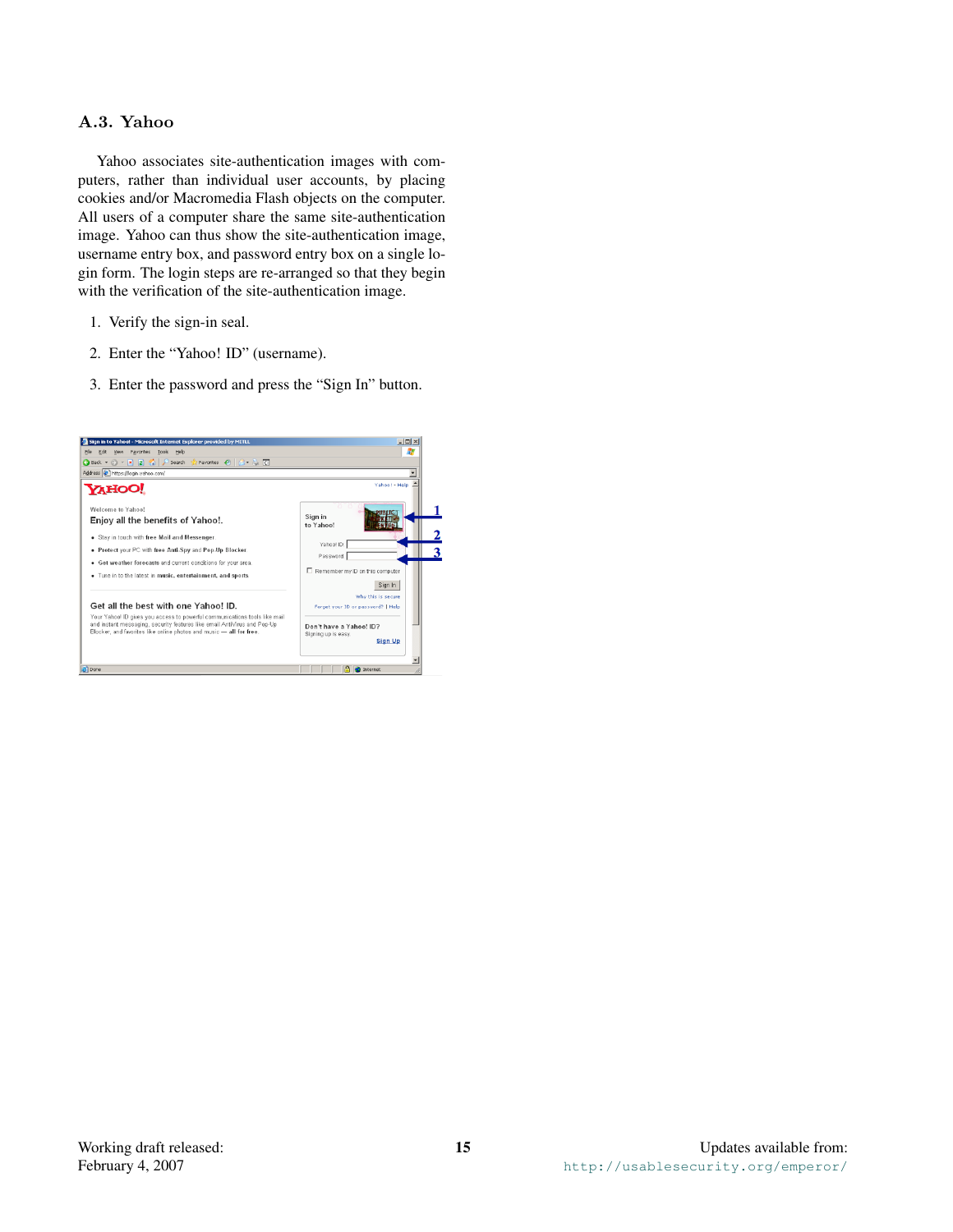### A.3. Yahoo

Yahoo associates site-authentication images with computers, rather than individual user accounts, by placing cookies and/or Macromedia Flash objects on the computer. All users of a computer share the same site-authentication image. Yahoo can thus show the site-authentication image, username entry box, and password entry box on a single login form. The login steps are re-arranged so that they begin with the verification of the site-authentication image.

1. Verify the sign-in seal.
2. Enter the "Yahoo! ID" (username).
3. Enter the password and press the "Sign In" button.